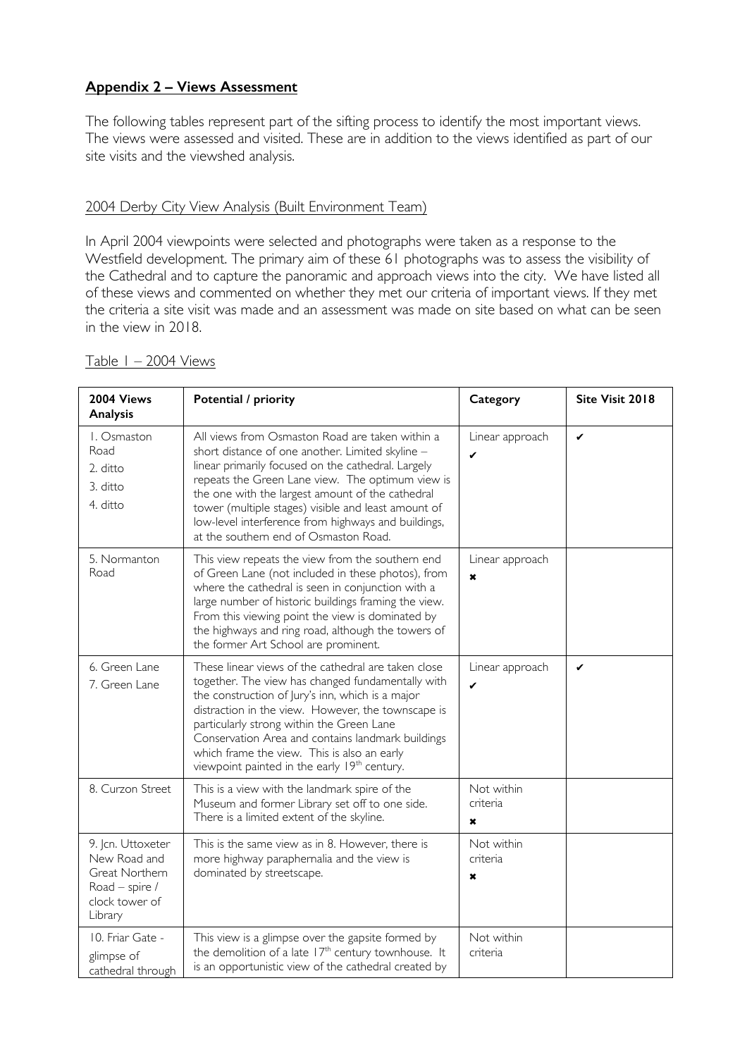## **Appendix 2 – Views Assessment**

The following tables represent part of the sifting process to identify the most important views. The views were assessed and visited. These are in addition to the views identified as part of our site visits and the viewshed analysis.

2004 Derby City View Analysis (Built Environment Team)

In April 2004 viewpoints were selected and photographs were taken as a response to the Westfield development. The primary aim of these 61 photographs was to assess the visibility of the Cathedral and to capture the panoramic and approach views into the city. We have listed all of these views and commented on whether they met our criteria of important views. If they met the criteria a site visit was made and an assessment was made on site based on what can be seen in the view in 2018.

Table 1 – 2004 Views

| **2004 Views Analysis** | **Potential / priority** | **Category** | **Site Visit 2018** |
|---|---|---|---|
| 1. Osmaston Road<br>2. ditto<br>3. ditto<br>4. ditto | All views from Osmaston Road are taken within a short distance of one another. Limited skyline – linear primarily focused on the cathedral. Largely repeats the Green Lane view. The optimum view is the one with the largest amount of the cathedral tower (multiple stages) visible and least amount of low-level interference from highways and buildings, at the southern end of Osmaston Road. | Linear approach ✔ | ✔ |
| 5. Normanton Road | This view repeats the view from the southern end of Green Lane (not included in these photos), from where the cathedral is seen in conjunction with a large number of historic buildings framing the view. From this viewing point the view is dominated by the highways and ring road, although the towers of the former Art School are prominent. | Linear approach ✖ | |
| 6. Green Lane<br>7. Green Lane | These linear views of the cathedral are taken close together. The view has changed fundamentally with the construction of Jury's inn, which is a major distraction in the view. However, the townscape is particularly strong within the Green Lane Conservation Area and contains landmark buildings which frame the view. This is also an early viewpoint painted in the early 19th century. | Linear approach ✔ | ✔ |
| 8. Curzon Street | This is a view with the landmark spire of the Museum and former Library set off to one side. There is a limited extent of the skyline. | Not within criteria ✖ | |
| 9. Jcn. Uttoxeter New Road and Great Northern Road – spire / clock tower of Library | This is the same view as in 8. However, there is more highway paraphernalia and the view is dominated by streetscape. | Not within criteria ✖ | |
| 10. Friar Gate - glimpse of cathedral through | This view is a glimpse over the gapsite formed by the demolition of a late 17th century townhouse. It is an opportunistic view of the cathedral created by | Not within criteria | |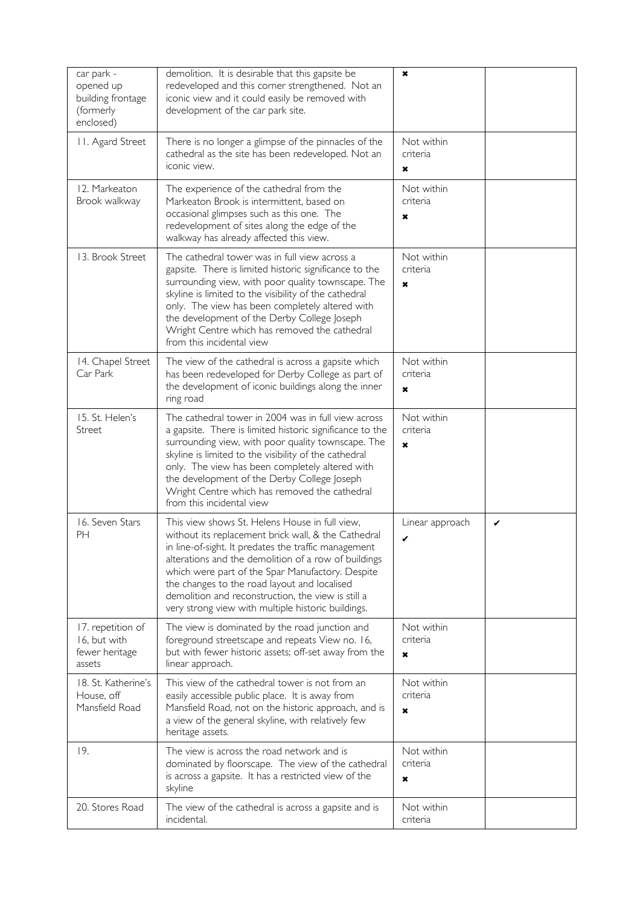| | | | |
|---|---|---|---|
| car park - opened up building frontage (formerly enclosed) | demolition. It is desirable that this gapsite be redeveloped and this corner strengthened. Not an iconic view and it could easily be removed with development of the car park site. | ✖ | |
| 11. Agard Street | There is no longer a glimpse of the pinnacles of the cathedral as the site has been redeveloped. Not an iconic view. | Not within criteria ✖ | |
| 12. Markeaton Brook walkway | The experience of the cathedral from the Markeaton Brook is intermittent, based on occasional glimpses such as this one. The redevelopment of sites along the edge of the walkway has already affected this view. | Not within criteria ✖ | |
| 13. Brook Street | The cathedral tower was in full view across a gapsite. There is limited historic significance to the surrounding view, with poor quality townscape. The skyline is limited to the visibility of the cathedral only. The view has been completely altered with the development of the Derby College Joseph Wright Centre which has removed the cathedral from this incidental view | Not within criteria ✖ | |
| 14. Chapel Street Car Park | The view of the cathedral is across a gapsite which has been redeveloped for Derby College as part of the development of iconic buildings along the inner ring road | Not within criteria ✖ | |
| 15. St. Helen's Street | The cathedral tower in 2004 was in full view across a gapsite. There is limited historic significance to the surrounding view, with poor quality townscape. The skyline is limited to the visibility of the cathedral only. The view has been completely altered with the development of the Derby College Joseph Wright Centre which has removed the cathedral from this incidental view | Not within criteria ✖ | |
| 16. Seven Stars PH | This view shows St. Helens House in full view, without its replacement brick wall, & the Cathedral in line-of-sight. It predates the traffic management alterations and the demolition of a row of buildings which were part of the Spar Manufactory. Despite the changes to the road layout and localised demolition and reconstruction, the view is still a very strong view with multiple historic buildings. | Linear approach ✔ | ✔ |
| 17. repetition of 16, but with fewer heritage assets | The view is dominated by the road junction and foreground streetscape and repeats View no. 16, but with fewer historic assets; off-set away from the linear approach. | Not within criteria ✖ | |
| 18. St. Katherine's House, off Mansfield Road | This view of the cathedral tower is not from an easily accessible public place. It is away from Mansfield Road, not on the historic approach, and is a view of the general skyline, with relatively few heritage assets. | Not within criteria ✖ | |
| 19. | The view is across the road network and is dominated by floorscape. The view of the cathedral is across a gapsite. It has a restricted view of the skyline | Not within criteria ✖ | |
| 20. Stores Road | The view of the cathedral is across a gapsite and is incidental. | Not within criteria | |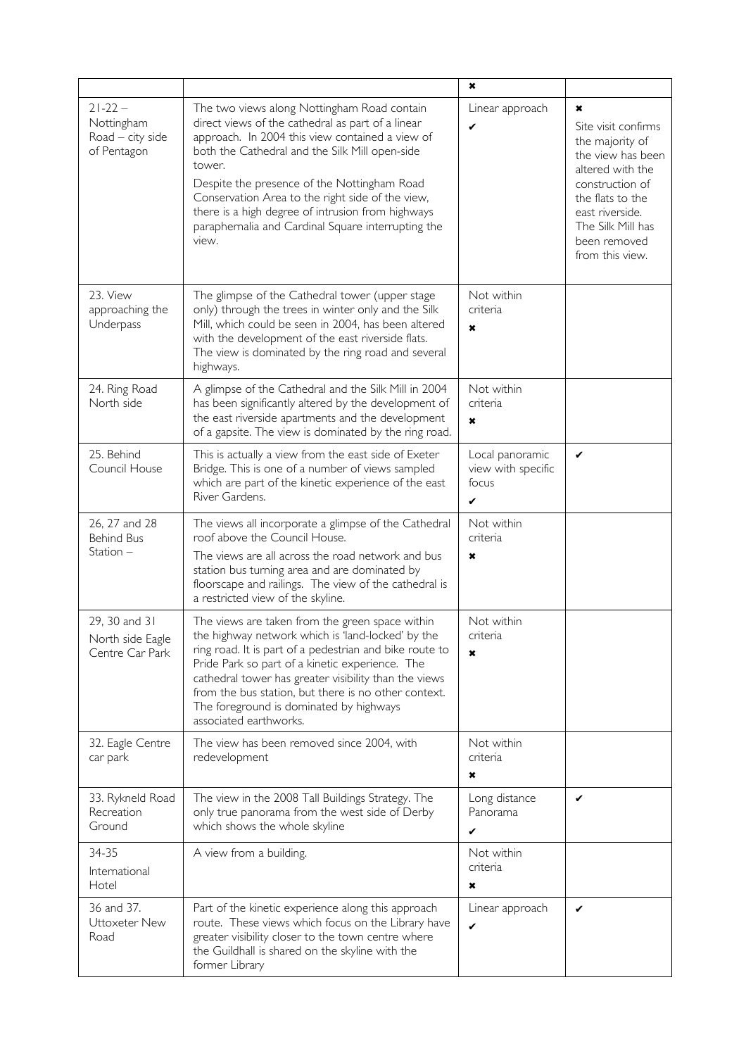| | | ✖ | |
|---|---|---|---|
| 21-22 – Nottingham Road – city side of Pentagon | The two views along Nottingham Road contain direct views of the cathedral as part of a linear approach. In 2004 this view contained a view of both the Cathedral and the Silk Mill open-side tower.<br>Despite the presence of the Nottingham Road Conservation Area to the right side of the view, there is a high degree of intrusion from highways paraphernalia and Cardinal Square interrupting the view. | Linear approach ✔ | ✖<br>Site visit confirms the majority of the view has been altered with the construction of the flats to the east riverside. The Silk Mill has been removed from this view. |
| 23. View approaching the Underpass | The glimpse of the Cathedral tower (upper stage only) through the trees in winter only and the Silk Mill, which could be seen in 2004, has been altered with the development of the east riverside flats. The view is dominated by the ring road and several highways. | Not within criteria ✖ | |
| 24. Ring Road North side | A glimpse of the Cathedral and the Silk Mill in 2004 has been significantly altered by the development of the east riverside apartments and the development of a gapsite. The view is dominated by the ring road. | Not within criteria ✖ | |
| 25. Behind Council House | This is actually a view from the east side of Exeter Bridge. This is one of a number of views sampled which are part of the kinetic experience of the east River Gardens. | Local panoramic view with specific focus ✔ | ✔ |
| 26, 27 and 28 Behind Bus Station – | The views all incorporate a glimpse of the Cathedral roof above the Council House.<br>The views are all across the road network and bus station bus turning area and are dominated by floorscape and railings. The view of the cathedral is a restricted view of the skyline. | Not within criteria ✖ | |
| 29, 30 and 31 North side Eagle Centre Car Park | The views are taken from the green space within the highway network which is 'land-locked' by the ring road. It is part of a pedestrian and bike route to Pride Park so part of a kinetic experience. The cathedral tower has greater visibility than the views from the bus station, but there is no other context. The foreground is dominated by highways associated earthworks. | Not within criteria ✖ | |
| 32. Eagle Centre car park | The view has been removed since 2004, with redevelopment | Not within criteria ✖ | |
| 33. Rykneld Road Recreation Ground | The view in the 2008 Tall Buildings Strategy. The only true panorama from the west side of Derby which shows the whole skyline | Long distance Panorama ✔ | ✔ |
| 34-35 International Hotel | A view from a building. | Not within criteria ✖ | |
| 36 and 37. Uttoxeter New Road | Part of the kinetic experience along this approach route. These views which focus on the Library have greater visibility closer to the town centre where the Guildhall is shared on the skyline with the former Library | Linear approach ✔ | ✔ |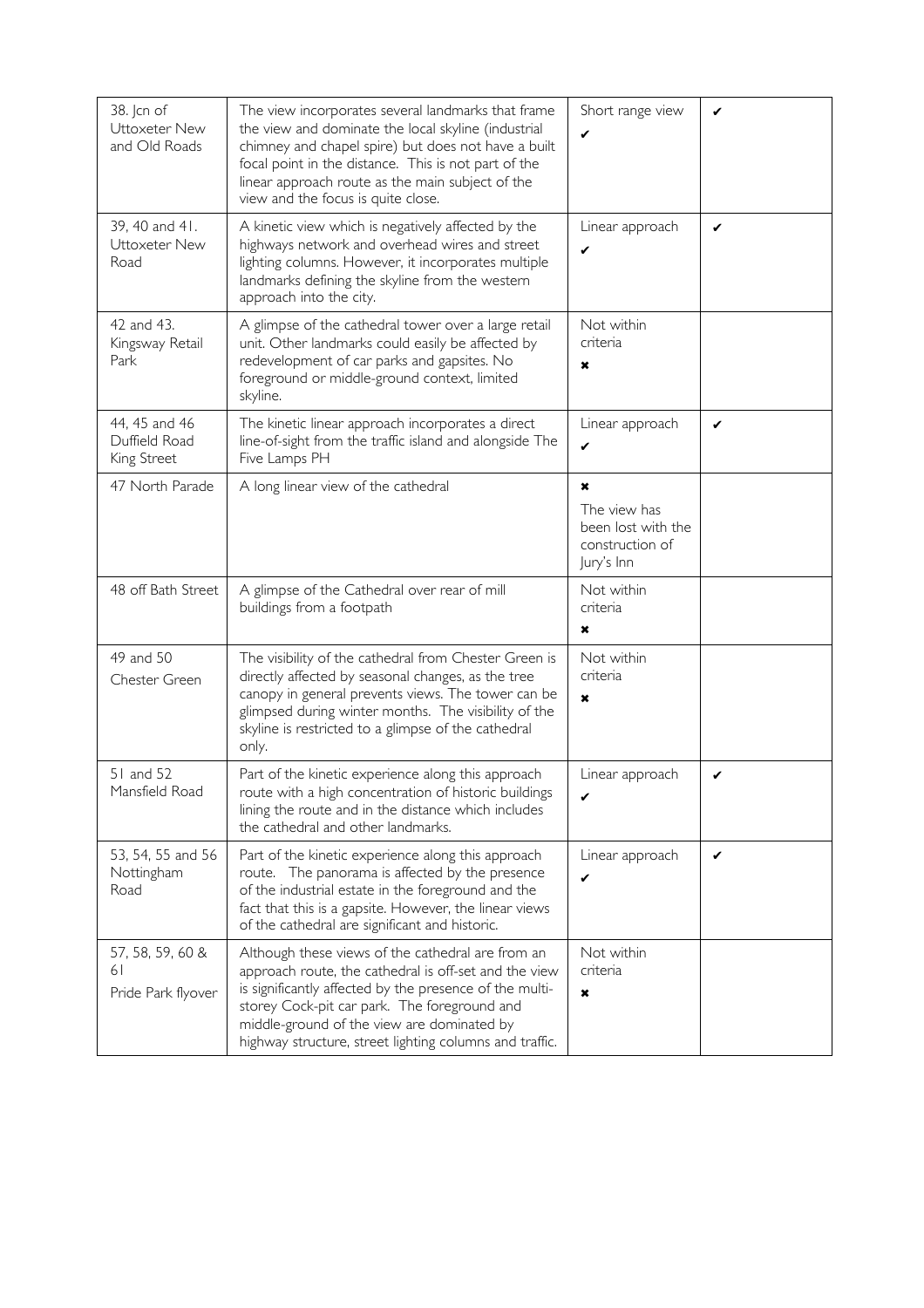| | | | |
|---|---|---|---|
| 38. Jcn of Uttoxeter New and Old Roads | The view incorporates several landmarks that frame the view and dominate the local skyline (industrial chimney and chapel spire) but does not have a built focal point in the distance. This is not part of the linear approach route as the main subject of the view and the focus is quite close. | Short range view ✔ | ✔ |
| 39, 40 and 41. Uttoxeter New Road | A kinetic view which is negatively affected by the highways network and overhead wires and street lighting columns. However, it incorporates multiple landmarks defining the skyline from the western approach into the city. | Linear approach ✔ | ✔ |
| 42 and 43. Kingsway Retail Park | A glimpse of the cathedral tower over a large retail unit. Other landmarks could easily be affected by redevelopment of car parks and gapsites. No foreground or middle-ground context, limited skyline. | Not within criteria ✖ | |
| 44, 45 and 46 Duffield Road King Street | The kinetic linear approach incorporates a direct line-of-sight from the traffic island and alongside The Five Lamps PH | Linear approach ✔ | ✔ |
| 47 North Parade | A long linear view of the cathedral | ✖ The view has been lost with the construction of Jury's Inn | |
| 48 off Bath Street | A glimpse of the Cathedral over rear of mill buildings from a footpath | Not within criteria ✖ | |
| 49 and 50 Chester Green | The visibility of the cathedral from Chester Green is directly affected by seasonal changes, as the tree canopy in general prevents views. The tower can be glimpsed during winter months. The visibility of the skyline is restricted to a glimpse of the cathedral only. | Not within criteria ✖ | |
| 51 and 52 Mansfield Road | Part of the kinetic experience along this approach route with a high concentration of historic buildings lining the route and in the distance which includes the cathedral and other landmarks. | Linear approach ✔ | ✔ |
| 53, 54, 55 and 56 Nottingham Road | Part of the kinetic experience along this approach route. The panorama is affected by the presence of the industrial estate in the foreground and the fact that this is a gapsite. However, the linear views of the cathedral are significant and historic. | Linear approach ✔ | ✔ |
| 57, 58, 59, 60 & 61 Pride Park flyover | Although these views of the cathedral are from an approach route, the cathedral is off-set and the view is significantly affected by the presence of the multi-storey Cock-pit car park. The foreground and middle-ground of the view are dominated by highway structure, street lighting columns and traffic. | Not within criteria ✖ | |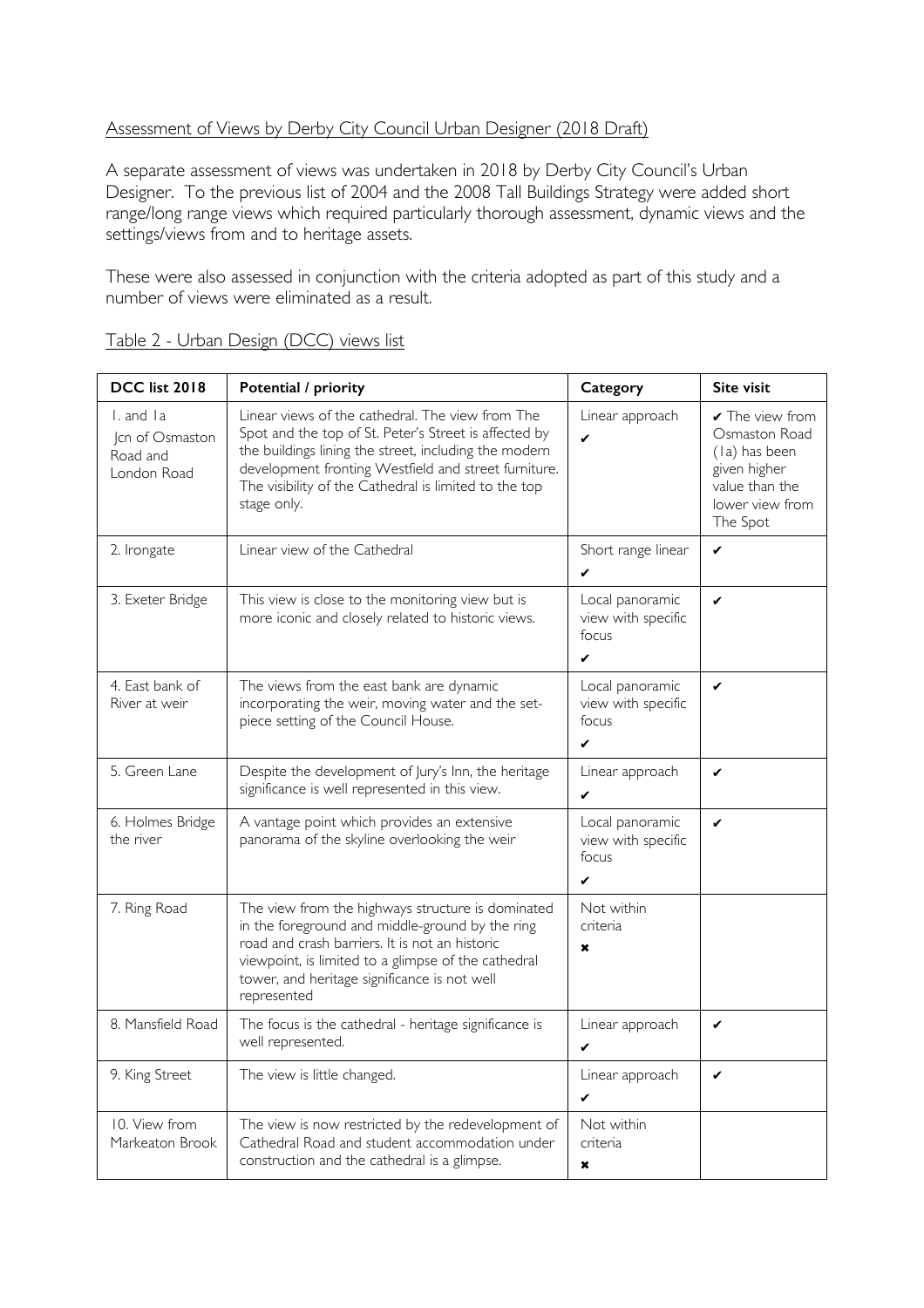Assessment of Views by Derby City Council Urban Designer (2018 Draft)

A separate assessment of views was undertaken in 2018 by Derby City Council's Urban Designer. To the previous list of 2004 and the 2008 Tall Buildings Strategy were added short range/long range views which required particularly thorough assessment, dynamic views and the settings/views from and to heritage assets.

These were also assessed in conjunction with the criteria adopted as part of this study and a number of views were eliminated as a result.

Table 2 - Urban Design (DCC) views list

| DCC list 2018 | Potential / priority | Category | Site visit |
|---|---|---|---|
| 1. and 1a Jcn of Osmaston Road and London Road | Linear views of the cathedral. The view from The Spot and the top of St. Peter's Street is affected by the buildings lining the street, including the modern development fronting Westfield and street furniture. The visibility of the Cathedral is limited to the top stage only. | Linear approach ✔ | ✔ The view from Osmaston Road (1a) has been given higher value than the lower view from The Spot |
| 2. Irongate | Linear view of the Cathedral | Short range linear ✔ | ✔ |
| 3. Exeter Bridge | This view is close to the monitoring view but is more iconic and closely related to historic views. | Local panoramic view with specific focus ✔ | ✔ |
| 4. East bank of River at weir | The views from the east bank are dynamic incorporating the weir, moving water and the set-piece setting of the Council House. | Local panoramic view with specific focus ✔ | ✔ |
| 5. Green Lane | Despite the development of Jury's Inn, the heritage significance is well represented in this view. | Linear approach ✔ | ✔ |
| 6. Holmes Bridge the river | A vantage point which provides an extensive panorama of the skyline overlooking the weir | Local panoramic view with specific focus ✔ | ✔ |
| 7. Ring Road | The view from the highways structure is dominated in the foreground and middle-ground by the ring road and crash barriers. It is not an historic viewpoint, is limited to a glimpse of the cathedral tower, and heritage significance is not well represented | Not within criteria ✖ | |
| 8. Mansfield Road | The focus is the cathedral - heritage significance is well represented. | Linear approach ✔ | ✔ |
| 9. King Street | The view is little changed. | Linear approach ✔ | ✔ |
| 10. View from Markeaton Brook | The view is now restricted by the redevelopment of Cathedral Road and student accommodation under construction and the cathedral is a glimpse. | Not within criteria ✖ | |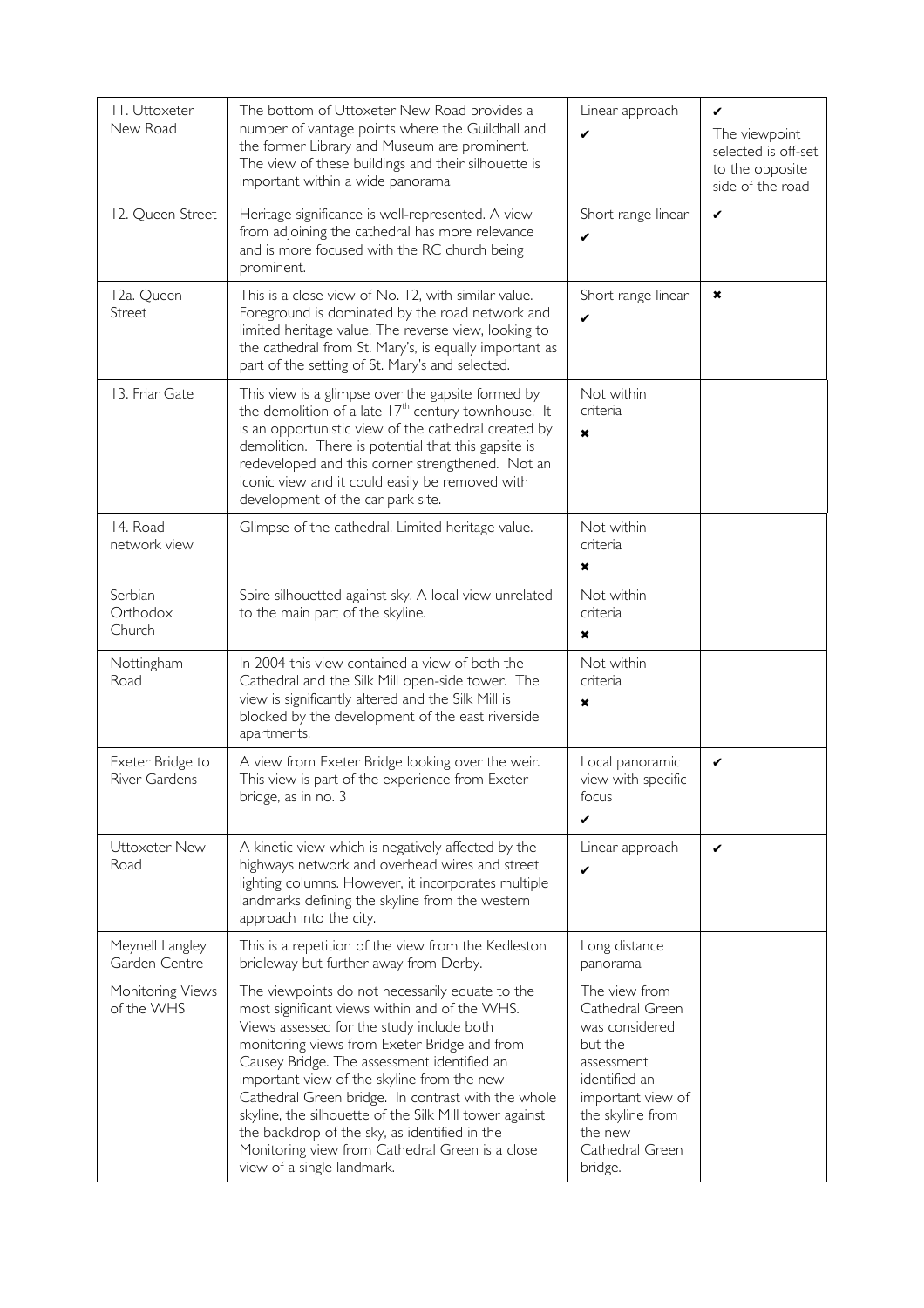| | | | |
|---|---|---|---|
| 11. Uttoxeter New Road | The bottom of Uttoxeter New Road provides a number of vantage points where the Guildhall and the former Library and Museum are prominent. The view of these buildings and their silhouette is important within a wide panorama | Linear approach ✔ | ✔ The viewpoint selected is off-set to the opposite side of the road |
| 12. Queen Street | Heritage significance is well-represented. A view from adjoining the cathedral has more relevance and is more focused with the RC church being prominent. | Short range linear ✔ | ✔ |
| 12a. Queen Street | This is a close view of No. 12, with similar value. Foreground is dominated by the road network and limited heritage value. The reverse view, looking to the cathedral from St. Mary's, is equally important as part of the setting of St. Mary's and selected. | Short range linear ✔ | ✖ |
| 13. Friar Gate | This view is a glimpse over the gapsite formed by the demolition of a late 17th century townhouse. It is an opportunistic view of the cathedral created by demolition. There is potential that this gapsite is redeveloped and this corner strengthened. Not an iconic view and it could easily be removed with development of the car park site. | Not within criteria ✖ | |
| 14. Road network view | Glimpse of the cathedral. Limited heritage value. | Not within criteria ✖ | |
| Serbian Orthodox Church | Spire silhouetted against sky. A local view unrelated to the main part of the skyline. | Not within criteria ✖ | |
| Nottingham Road | In 2004 this view contained a view of both the Cathedral and the Silk Mill open-side tower. The view is significantly altered and the Silk Mill is blocked by the development of the east riverside apartments. | Not within criteria ✖ | |
| Exeter Bridge to River Gardens | A view from Exeter Bridge looking over the weir. This view is part of the experience from Exeter bridge, as in no. 3 | Local panoramic view with specific focus ✔ | ✔ |
| Uttoxeter New Road | A kinetic view which is negatively affected by the highways network and overhead wires and street lighting columns. However, it incorporates multiple landmarks defining the skyline from the western approach into the city. | Linear approach ✔ | ✔ |
| Meynell Langley Garden Centre | This is a repetition of the view from the Kedleston bridleway but further away from Derby. | Long distance panorama | |
| Monitoring Views of the WHS | The viewpoints do not necessarily equate to the most significant views within and of the WHS. Views assessed for the study include both monitoring views from Exeter Bridge and from Causey Bridge. The assessment identified an important view of the skyline from the new Cathedral Green bridge. In contrast with the whole skyline, the silhouette of the Silk Mill tower against the backdrop of the sky, as identified in the Monitoring view from Cathedral Green is a close view of a single landmark. | The view from Cathedral Green was considered but the assessment identified an important view of the skyline from the new Cathedral Green bridge. | |